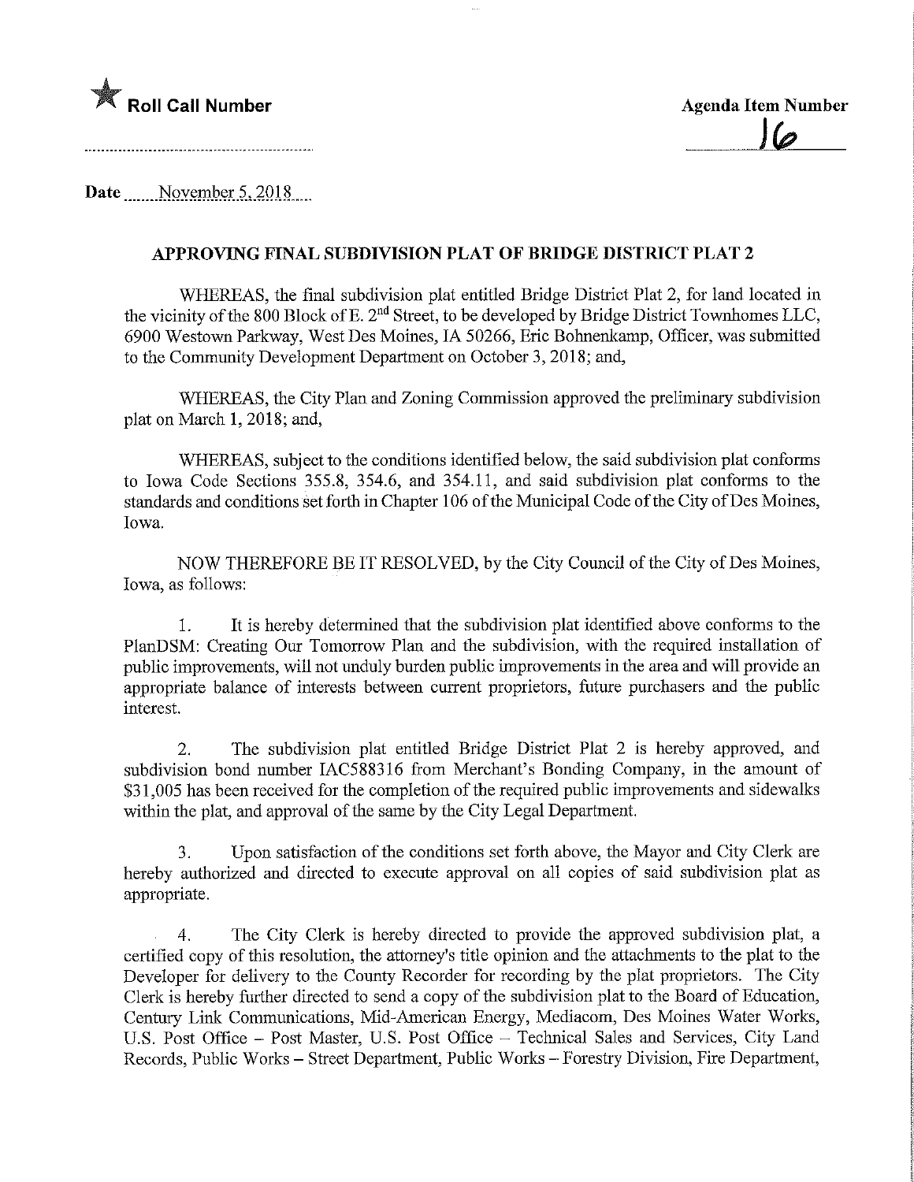★ **Roll Call Number**

**Agenda Item Number**

16

Date November 5, 2018

## APPROVING FINAL SUBDIVISION PLAT OF BRIDGE DISTRICT PLAT 2

WHEREAS, the final subdivision plat entitled Bridge District Plat 2, for land located in the vicinity of the 800 Block of E. 2nd Street, to be developed by Bridge District Townhomes LLC, 6900 Westown Parkway, West Des Moines, IA 50266, Eric Bohnenkamp, Officer, was submitted to the Community Development Department on October 3, 2018; and,

WHEREAS, the City Plan and Zoning Commission approved the preliminary subdivision plat on March 1, 2018; and,

WHEREAS, subject to the conditions identified below, the said subdivision plat conforms to Iowa Code Sections 355.8, 354.6, and 354.11, and said subdivision plat conforms to the standards and conditions set forth in Chapter 106 of the Municipal Code of the City of Des Moines, Iowa.

NOW THEREFORE BE IT RESOLVED, by the City Council of the City of Des Moines, Iowa, as follows:

1. It is hereby determined that the subdivision plat identified above conforms to the PlanDSM: Creating Our Tomorrow Plan and the subdivision, with the required installation of public improvements, will not unduly burden public improvements in the area and will provide an appropriate balance of interests between current proprietors, future purchasers and the public interest.

2. The subdivision plat entitled Bridge District Plat 2 is hereby approved, and subdivision bond number IAC588316 from Merchant's Bonding Company, in the amount of $31,005 has been received for the completion of the required public improvements and sidewalks within the plat, and approval of the same by the City Legal Department.

3. Upon satisfaction of the conditions set forth above, the Mayor and City Clerk are hereby authorized and directed to execute approval on all copies of said subdivision plat as appropriate.

4. The City Clerk is hereby directed to provide the approved subdivision plat, a certified copy of this resolution, the attorney's title opinion and the attachments to the plat to the Developer for delivery to the County Recorder for recording by the plat proprietors. The City Clerk is hereby further directed to send a copy of the subdivision plat to the Board of Education, Century Link Communications, Mid-American Energy, Mediacom, Des Moines Water Works, U.S. Post Office – Post Master, U.S. Post Office – Technical Sales and Services, City Land Records, Public Works – Street Department, Public Works – Forestry Division, Fire Department,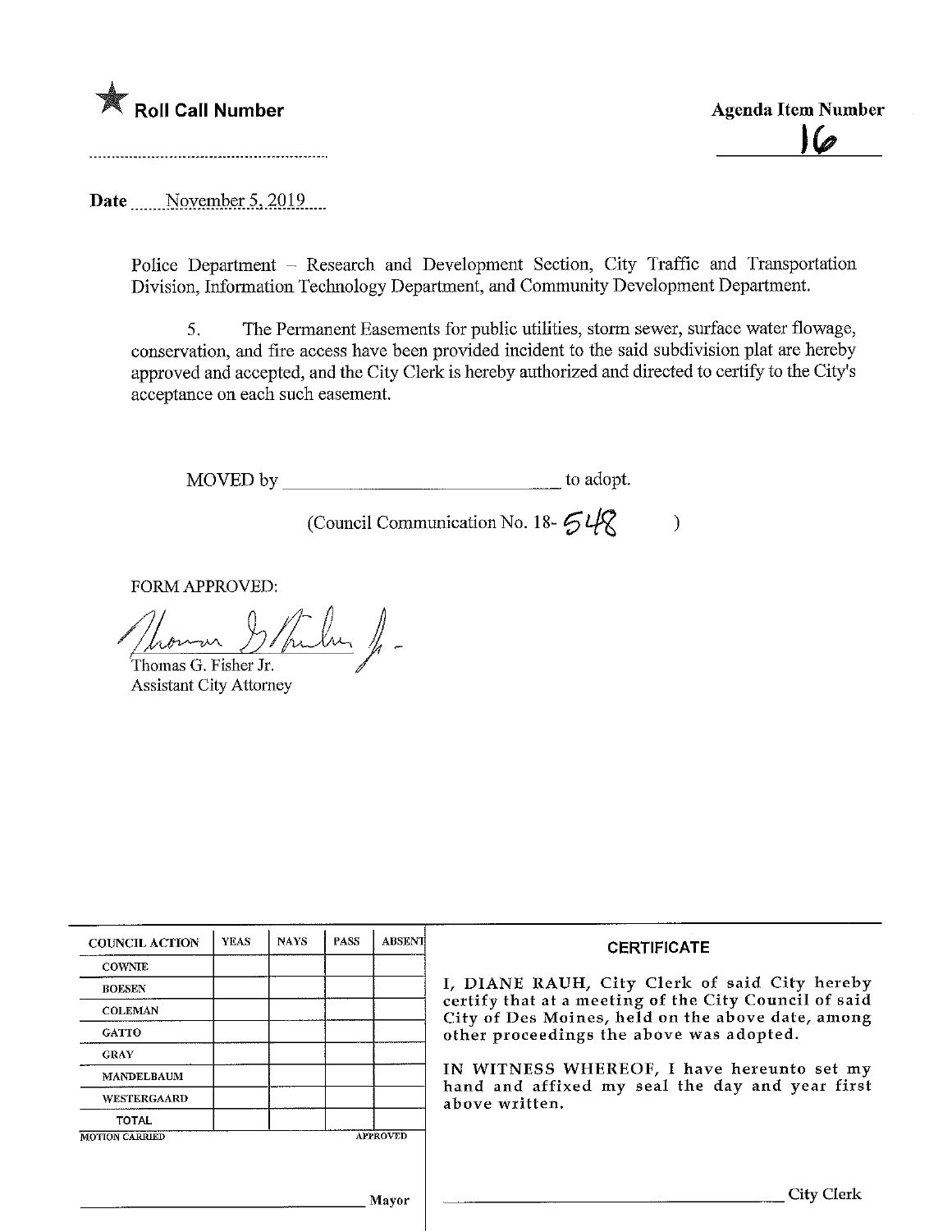★ **Roll Call Number**

**Agenda Item Number**

16

**Date** November 5, 2019

Police Department – Research and Development Section, City Traffic and Transportation Division, Information Technology Department, and Community Development Department.

5. The Permanent Easements for public utilities, storm sewer, surface water flowage, conservation, and fire access have been provided incident to the said subdivision plat are hereby approved and accepted, and the City Clerk is hereby authorized and directed to certify to the City's acceptance on each such easement.

MOVED by ______________________________ to adopt.

(Council Communication No. 18- 548 )

FORM APPROVED:

Thomas G. Fisher Jr.
Assistant City Attorney

| COUNCIL ACTION | YEAS | NAYS | PASS | ABSENT |
|---|---|---|---|---|
| COWNIE | | | | |
| BOESEN | | | | |
| COLEMAN | | | | |
| GATTO | | | | |
| GRAY | | | | |
| MANDELBAUM | | | | |
| WESTERGAARD | | | | |
| TOTAL | | | | |

MOTION CARRIED APPROVED

______________________________ Mayor

**CERTIFICATE**

I, DIANE RAUH, City Clerk of said City hereby certify that at a meeting of the City Council of said City of Des Moines, held on the above date, among other proceedings the above was adopted.

IN WITNESS WHEREOF, I have hereunto set my hand and affixed my seal the day and year first above written.

______________________________ City Clerk